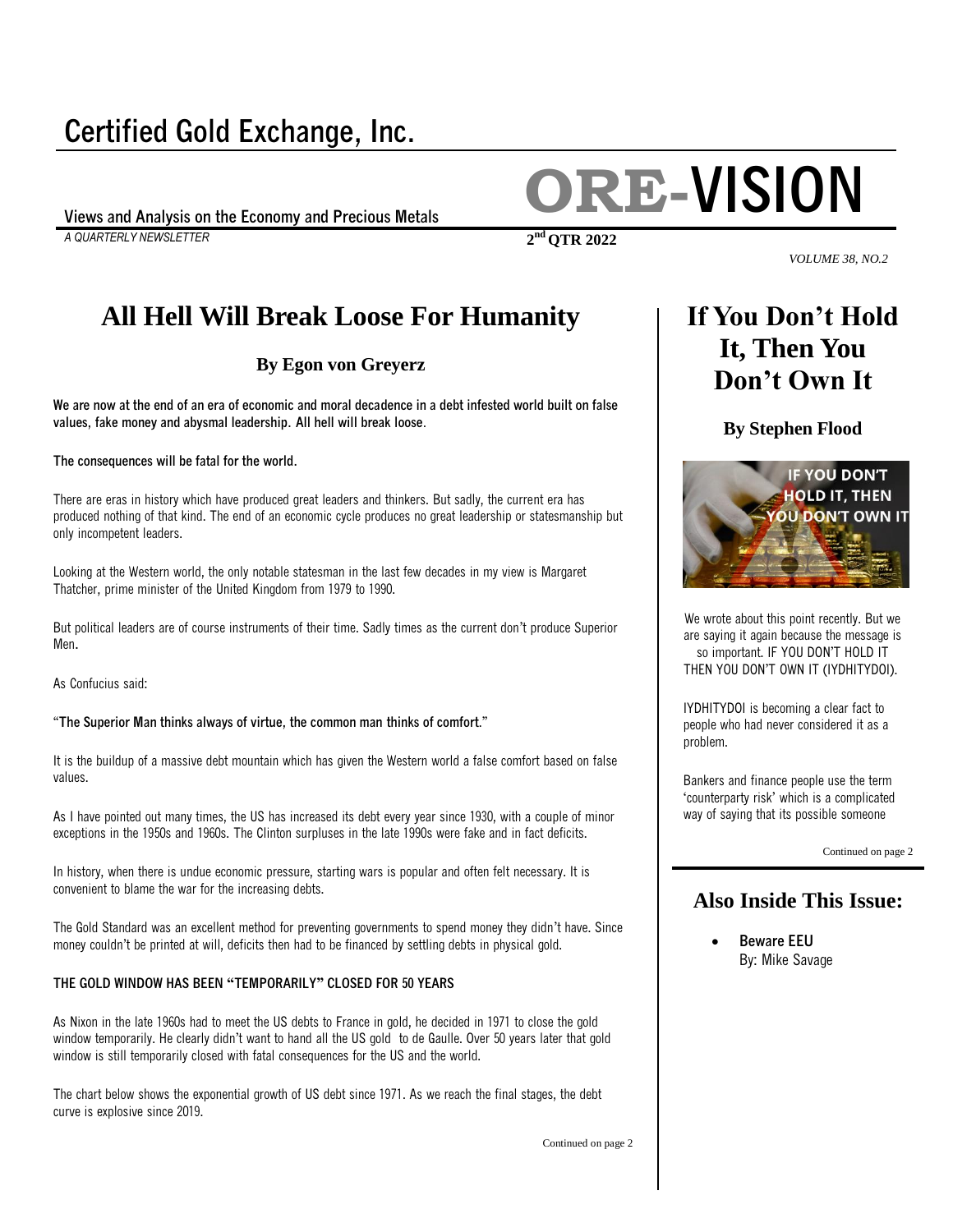# Certified Gold Exchange, Inc.

# ORE-VISION

Views and Analysis on the Economy and Precious Metals

*A QUARTERLY NEWSLETTER*

**2nd QTR 2022**

*VOLUME 38, NO.2*

## All Hell Will Break Loose For Humanity

### By Egon von Greyerz

**We are now at the end of an era of economic and moral decadence in a debt infested world built on false values, fake money and abysmal leadership. All hell will break loose.**

**The consequences will be fatal for the world.**

There are eras in history which have produced great leaders and thinkers. But sadly, the current era has produced nothing of that kind. The end of an economic cycle produces no great leadership or statesmanship but only incompetent leaders.

Looking at the Western world, the only notable statesman in the last few decades in my view is Margaret Thatcher, prime minister of the United Kingdom from 1979 to 1990.

But political leaders are of course instruments of their time. Sadly times as the current don't produce Superior Men.

As Confucius said:

"**The Superior Man thinks always of virtue, the common man thinks of comfort.**"

It is the buildup of a massive debt mountain which has given the Western world a false comfort based on false values.

As I have pointed out many times, the US has increased its debt every year since 1930, with a couple of minor exceptions in the 1950s and 1960s. The Clinton surpluses in the late 1990s were fake and in fact deficits.

In history, when there is undue economic pressure, starting wars is popular and often felt necessary. It is convenient to blame the war for the increasing debts.

The Gold Standard was an excellent method for preventing governments to spend money they didn't have. Since money couldn't be printed at will, deficits then had to be financed by settling debts in physical gold.

**THE GOLD WINDOW HAS BEEN "TEMPORARILY" CLOSED FOR 50 YEARS**

As Nixon in the late 1960s had to meet the US debts to France in gold, he decided in 1971 to close the gold window temporarily. He clearly didn't want to hand all the US gold to de Gaulle. Over 50 years later that gold window is still temporarily closed with fatal consequences for the US and the world.

The chart below shows the exponential growth of US debt since 1971. As we reach the final stages, the debt curve is explosive since 2019.

Continued on page 2

## If You Don't Hold It, Then You Don't Own It

### By Stephen Flood

We wrote about this point recently. But we are saying it again because the message is so important. IF YOU DON'T HOLD IT THEN YOU DON'T OWN IT (IYDHITYDOI).

IYDHITYDOI is becoming a clear fact to people who had never considered it as a problem.

Bankers and finance people use the term 'counterparty risk' which is a complicated way of saying that its possible someone

Continued on page 2

## Also Inside This Issue:

- **Beware EEU**
  By: Mike Savage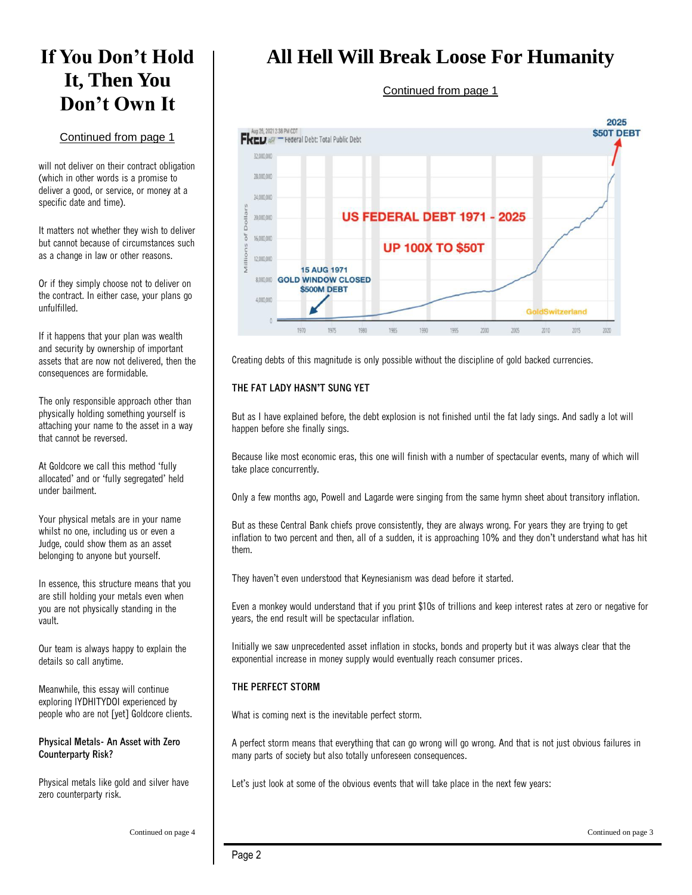# If You Don't Hold It, Then You Don't Own It

Continued from page 1

will not deliver on their contract obligation (which in other words is a promise to deliver a good, or service, or money at a specific date and time).

It matters not whether they wish to deliver but cannot because of circumstances such as a change in law or other reasons.

Or if they simply choose not to deliver on the contract. In either case, your plans go unfulfilled.

If it happens that your plan was wealth and security by ownership of important assets that are now not delivered, then the consequences are formidable.

The only responsible approach other than physically holding something yourself is attaching your name to the asset in a way that cannot be reversed.

At Goldcore we call this method 'fully allocated' and or 'fully segregated' held under bailment.

Your physical metals are in your name whilst no one, including us or even a Judge, could show them as an asset belonging to anyone but yourself.

In essence, this structure means that you are still holding your metals even when you are not physically standing in the vault.

Our team is always happy to explain the details so call anytime.

Meanwhile, this essay will continue exploring IYDHITYDOI experienced by people who are not [yet] Goldcore clients.

**Physical Metals- An Asset with Zero Counterparty Risk?**

Physical metals like gold and silver have zero counterparty risk.

Continued on page 4

# All Hell Will Break Loose For Humanity

Continued from page 1

Creating debts of this magnitude is only possible without the discipline of gold backed currencies.

### THE FAT LADY HASN'T SUNG YET

But as I have explained before, the debt explosion is not finished until the fat lady sings. And sadly a lot will happen before she finally sings.

Because like most economic eras, this one will finish with a number of spectacular events, many of which will take place concurrently.

Only a few months ago, Powell and Lagarde were singing from the same hymn sheet about transitory inflation.

But as these Central Bank chiefs prove consistently, they are always wrong. For years they are trying to get inflation to two percent and then, all of a sudden, it is approaching 10% and they don't understand what has hit them.

They haven't even understood that Keynesianism was dead before it started.

Even a monkey would understand that if you print $10s of trillions and keep interest rates at zero or negative for years, the end result will be spectacular inflation.

Initially we saw unprecedented asset inflation in stocks, bonds and property but it was always clear that the exponential increase in money supply would eventually reach consumer prices.

### THE PERFECT STORM

What is coming next is the inevitable perfect storm.

A perfect storm means that everything that can go wrong will go wrong. And that is not just obvious failures in many parts of society but also totally unforeseen consequences.

Let's just look at some of the obvious events that will take place in the next few years:

Continued on page 3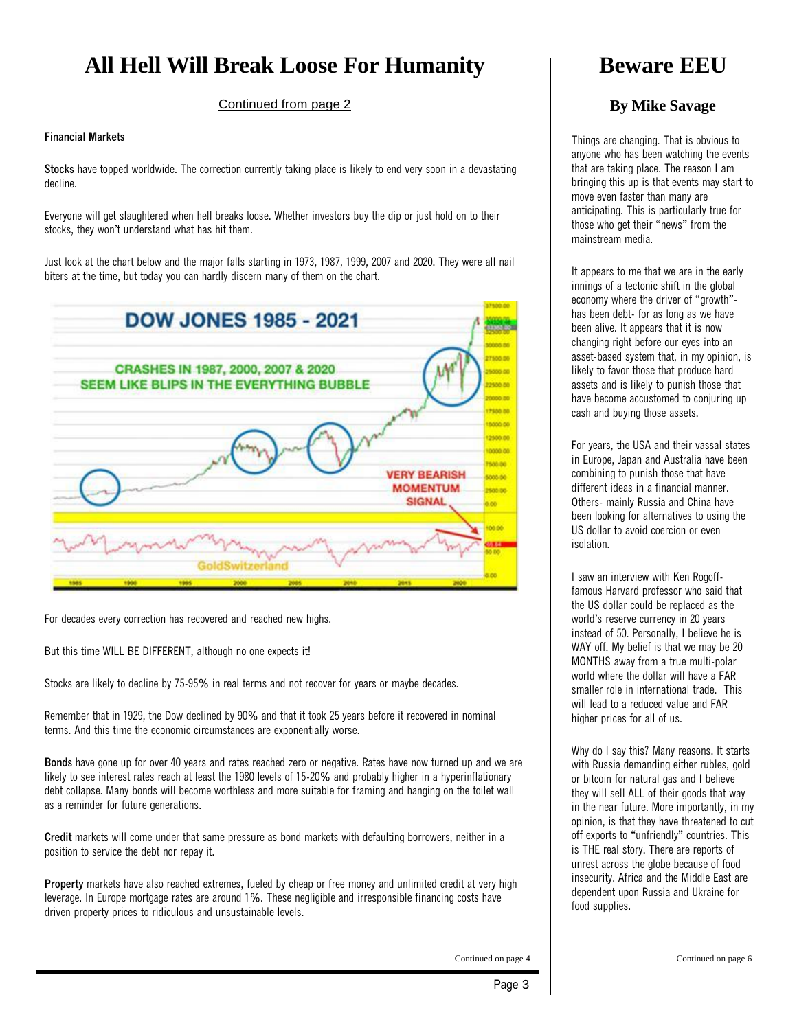# All Hell Will Break Loose For Humanity

Continued from page 2

**Financial Markets**

**Stocks** have topped worldwide. The correction currently taking place is likely to end very soon in a devastating decline.

Everyone will get slaughtered when hell breaks loose. Whether investors buy the dip or just hold on to their stocks, they won't understand what has hit them.

Just look at the chart below and the major falls starting in 1973, 1987, 1999, 2007 and 2020. They were all nail biters at the time, but today you can hardly discern many of them on the chart.

For decades every correction has recovered and reached new highs.

But this time WILL BE DIFFERENT, although no one expects it!

Stocks are likely to decline by 75-95% in real terms and not recover for years or maybe decades.

Remember that in 1929, the Dow declined by 90% and that it took 25 years before it recovered in nominal terms. And this time the economic circumstances are exponentially worse.

**Bonds** have gone up for over 40 years and rates reached zero or negative. Rates have now turned up and we are likely to see interest rates reach at least the 1980 levels of 15-20% and probably higher in a hyperinflationary debt collapse. Many bonds will become worthless and more suitable for framing and hanging on the toilet wall as a reminder for future generations.

**Credit** markets will come under that same pressure as bond markets with defaulting borrowers, neither in a position to service the debt nor repay it.

**Property** markets have also reached extremes, fueled by cheap or free money and unlimited credit at very high leverage. In Europe mortgage rates are around 1%. These negligible and irresponsible financing costs have driven property prices to ridiculous and unsustainable levels.

Continued on page 4

# Beware EEU

## By Mike Savage

Things are changing. That is obvious to anyone who has been watching the events that are taking place. The reason I am bringing this up is that events may start to move even faster than many are anticipating. This is particularly true for those who get their "news" from the mainstream media.

It appears to me that we are in the early innings of a tectonic shift in the global economy where the driver of "growth"- has been debt- for as long as we have been alive. It appears that it is now changing right before our eyes into an asset-based system that, in my opinion, is likely to favor those that produce hard assets and is likely to punish those that have become accustomed to conjuring up cash and buying those assets.

For years, the USA and their vassal states in Europe, Japan and Australia have been combining to punish those that have different ideas in a financial manner. Others- mainly Russia and China have been looking for alternatives to using the US dollar to avoid coercion or even isolation.

I saw an interview with Ken Rogoff- famous Harvard professor who said that the US dollar could be replaced as the world's reserve currency in 20 years instead of 50. Personally, I believe he is WAY off. My belief is that we may be 20 MONTHS away from a true multi-polar world where the dollar will have a FAR smaller role in international trade. This will lead to a reduced value and FAR higher prices for all of us.

Why do I say this? Many reasons. It starts with Russia demanding either rubles, gold or bitcoin for natural gas and I believe they will sell ALL of their goods that way in the near future. More importantly, in my opinion, is that they have threatened to cut off exports to "unfriendly" countries. This is THE real story. There are reports of unrest across the globe because of food insecurity. Africa and the Middle East are dependent upon Russia and Ukraine for food supplies.

Continued on page 6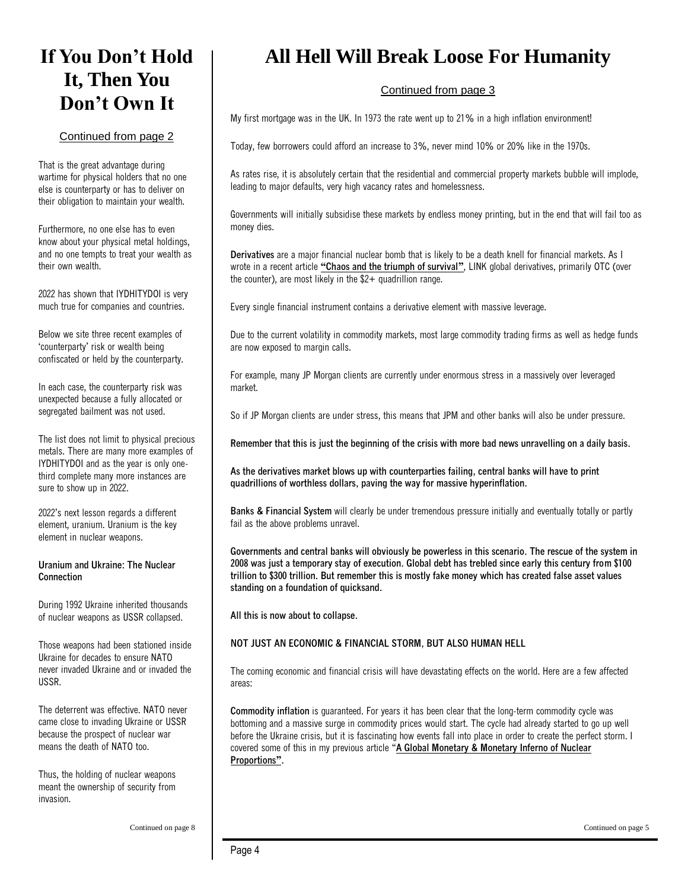# If You Don't Hold It, Then You Don't Own It

Continued from page 2

That is the great advantage during wartime for physical holders that no one else is counterparty or has to deliver on their obligation to maintain your wealth.

Furthermore, no one else has to even know about your physical metal holdings, and no one tempts to treat your wealth as their own wealth.

2022 has shown that IYDHITYDOI is very much true for companies and countries.

Below we site three recent examples of 'counterparty' risk or wealth being confiscated or held by the counterparty.

In each case, the counterparty risk was unexpected because a fully allocated or segregated bailment was not used.

The list does not limit to physical precious metals. There are many more examples of IYDHITYDOI and as the year is only one-third complete many more instances are sure to show up in 2022.

2022's next lesson regards a different element, uranium. Uranium is the key element in nuclear weapons.

**Uranium and Ukraine: The Nuclear Connection**

During 1992 Ukraine inherited thousands of nuclear weapons as USSR collapsed.

Those weapons had been stationed inside Ukraine for decades to ensure NATO never invaded Ukraine and or invaded the USSR.

The deterrent was effective. NATO never came close to invading Ukraine or USSR because the prospect of nuclear war means the death of NATO too.

Thus, the holding of nuclear weapons meant the ownership of security from invasion.

Continued on page 8

# All Hell Will Break Loose For Humanity

Continued from page 3

My first mortgage was in the UK. In 1973 the rate went up to 21% in a high inflation environment!

Today, few borrowers could afford an increase to 3%, never mind 10% or 20% like in the 1970s.

As rates rise, it is absolutely certain that the residential and commercial property markets bubble will implode, leading to major defaults, very high vacancy rates and homelessness.

Governments will initially subsidise these markets by endless money printing, but in the end that will fail too as money dies.

**Derivatives** are a major financial nuclear bomb that is likely to be a death knell for financial markets. As I wrote in a recent article **"Chaos and the triumph of survival"**, LINK global derivatives, primarily OTC (over the counter), are most likely in the $2+ quadrillion range.

Every single financial instrument contains a derivative element with massive leverage.

Due to the current volatility in commodity markets, most large commodity trading firms as well as hedge funds are now exposed to margin calls.

For example, many JP Morgan clients are currently under enormous stress in a massively over leveraged market.

So if JP Morgan clients are under stress, this means that JPM and other banks will also be under pressure.

**Remember that this is just the beginning of the crisis with more bad news unravelling on a daily basis.**

**As the derivatives market blows up with counterparties failing, central banks will have to print quadrillions of worthless dollars, paving the way for massive hyperinflation.**

**Banks & Financial System** will clearly be under tremendous pressure initially and eventually totally or partly fail as the above problems unravel.

**Governments and central banks will obviously be powerless in this scenario. The rescue of the system in 2008 was just a temporary stay of execution. Global debt has trebled since early this century from $100 trillion to $300 trillion. But remember this is mostly fake money which has created false asset values standing on a foundation of quicksand.**

**All this is now about to collapse.**

**NOT JUST AN ECONOMIC & FINANCIAL STORM, BUT ALSO HUMAN HELL**

The coming economic and financial crisis will have devastating effects on the world. Here are a few affected areas:

**Commodity inflation** is guaranteed. For years it has been clear that the long-term commodity cycle was bottoming and a massive surge in commodity prices would start. The cycle had already started to go up well before the Ukraine crisis, but it is fascinating how events fall into place in order to create the perfect storm. I covered some of this in my previous article "**A Global Monetary & Monetary Inferno of Nuclear Proportions"**.

Continued on page 5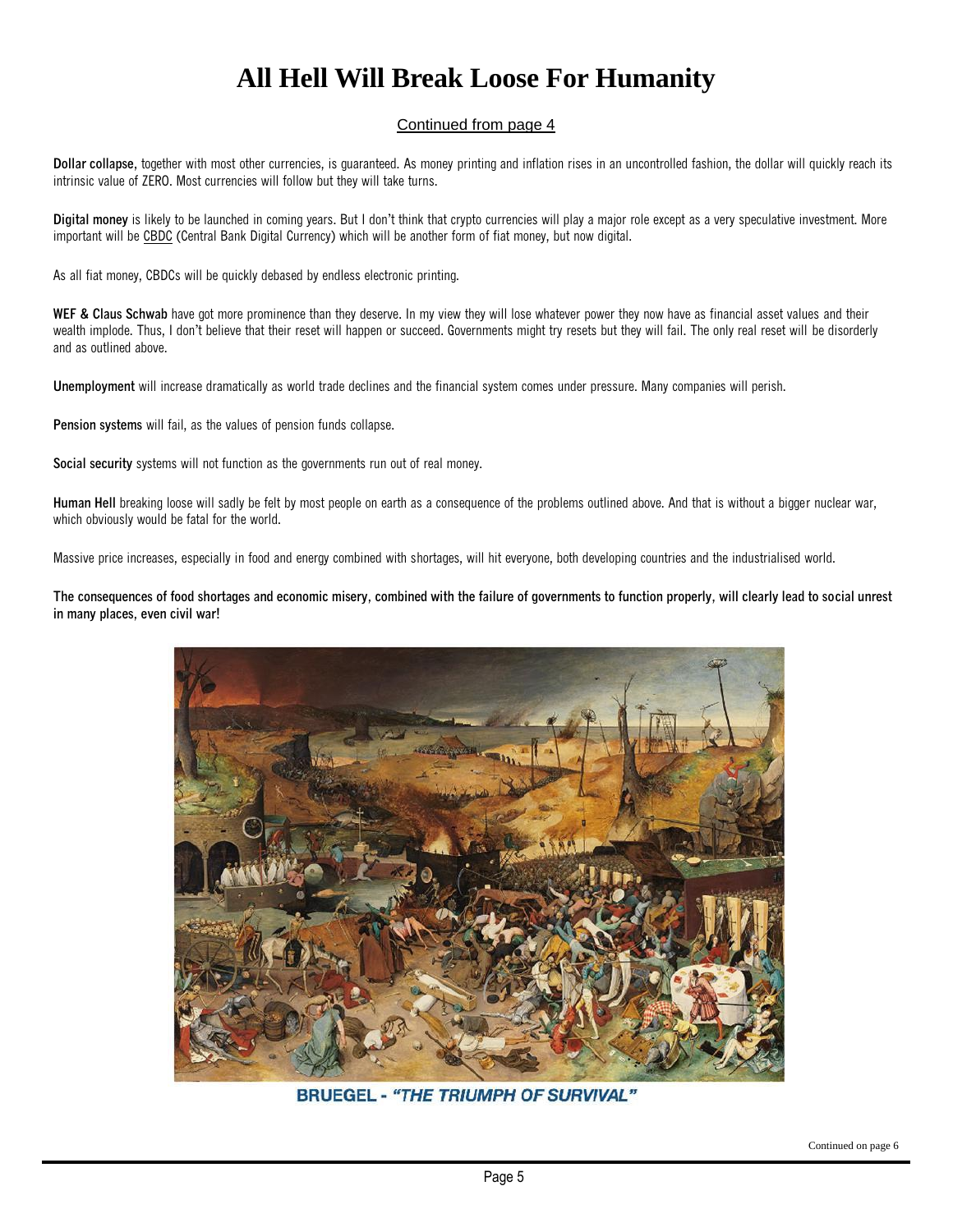# All Hell Will Break Loose For Humanity

Continued from page 4

**Dollar collapse,** together with most other currencies, is guaranteed. As money printing and inflation rises in an uncontrolled fashion, the dollar will quickly reach its intrinsic value of ZERO. Most currencies will follow but they will take turns.

**Digital money** is likely to be launched in coming years. But I don't think that crypto currencies will play a major role except as a very speculative investment. More important will be CBDC (Central Bank Digital Currency) which will be another form of fiat money, but now digital.

As all fiat money, CBDCs will be quickly debased by endless electronic printing.

**WEF & Claus Schwab** have got more prominence than they deserve. In my view they will lose whatever power they now have as financial asset values and their wealth implode. Thus, I don't believe that their reset will happen or succeed. Governments might try resets but they will fail. The only real reset will be disorderly and as outlined above.

**Unemployment** will increase dramatically as world trade declines and the financial system comes under pressure. Many companies will perish.

**Pension systems** will fail, as the values of pension funds collapse.

**Social security** systems will not function as the governments run out of real money.

**Human Hell** breaking loose will sadly be felt by most people on earth as a consequence of the problems outlined above. And that is without a bigger nuclear war, which obviously would be fatal for the world.

Massive price increases, especially in food and energy combined with shortages, will hit everyone, both developing countries and the industrialised world.

**The consequences of food shortages and economic misery, combined with the failure of governments to function properly, will clearly lead to social unrest in many places, even civil war!**

BRUEGEL - *"THE TRIUMPH OF SURVIVAL"*

Continued on page 6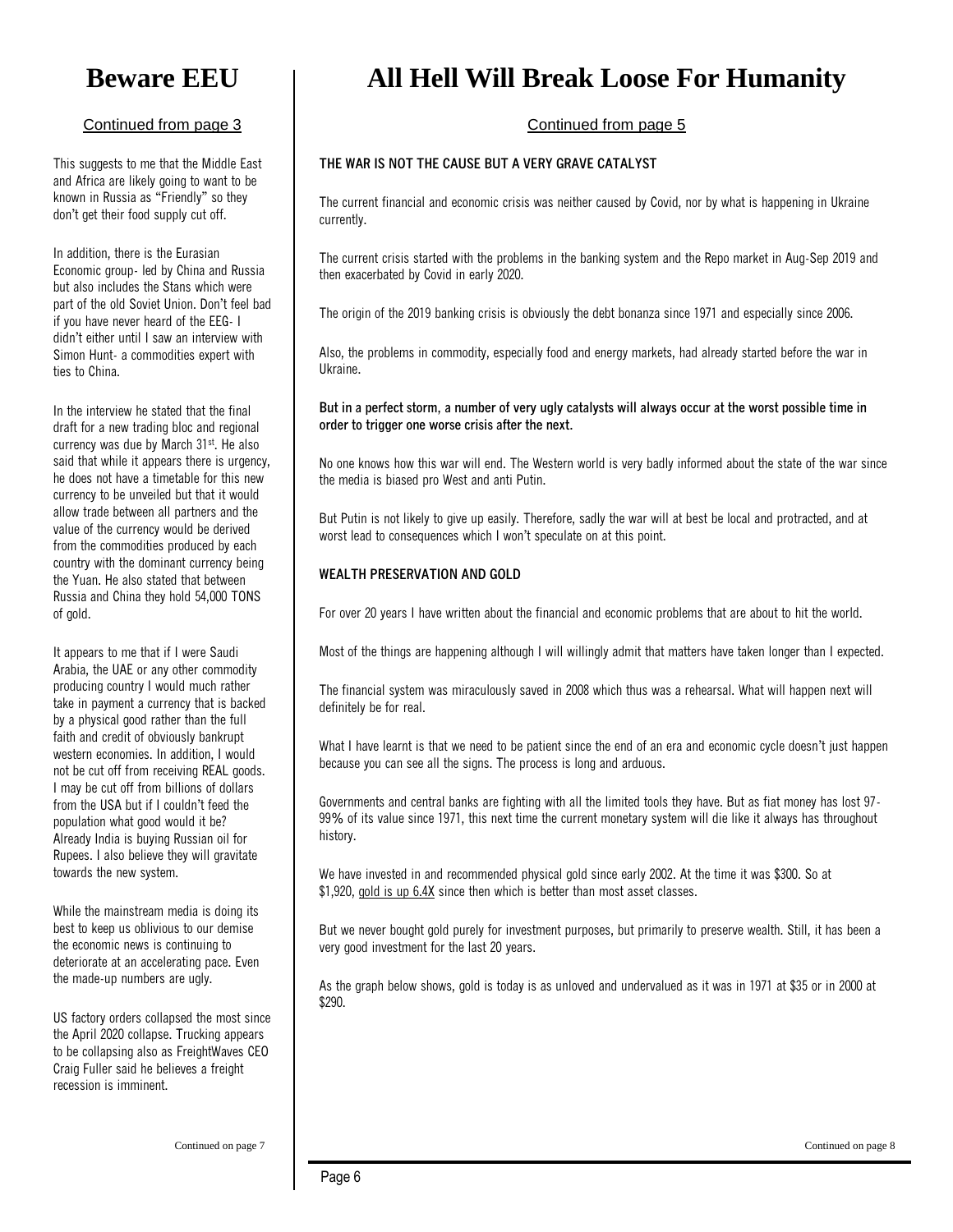# Beware EEU

Continued from page 3

This suggests to me that the Middle East and Africa are likely going to want to be known in Russia as "Friendly" so they don't get their food supply cut off.

In addition, there is the Eurasian Economic group- led by China and Russia but also includes the Stans which were part of the old Soviet Union. Don't feel bad if you have never heard of the EEG- I didn't either until I saw an interview with Simon Hunt- a commodities expert with ties to China.

In the interview he stated that the final draft for a new trading bloc and regional currency was due by March 31st. He also said that while it appears there is urgency, he does not have a timetable for this new currency to be unveiled but that it would allow trade between all partners and the value of the currency would be derived from the commodities produced by each country with the dominant currency being the Yuan. He also stated that between Russia and China they hold 54,000 TONS of gold.

It appears to me that if I were Saudi Arabia, the UAE or any other commodity producing country I would much rather take in payment a currency that is backed by a physical good rather than the full faith and credit of obviously bankrupt western economies. In addition, I would not be cut off from receiving REAL goods. I may be cut off from billions of dollars from the USA but if I couldn't feed the population what good would it be? Already India is buying Russian oil for Rupees. I also believe they will gravitate towards the new system.

While the mainstream media is doing its best to keep us oblivious to our demise the economic news is continuing to deteriorate at an accelerating pace. Even the made-up numbers are ugly.

US factory orders collapsed the most since the April 2020 collapse. Trucking appears to be collapsing also as FreightWaves CEO Craig Fuller said he believes a freight recession is imminent.

Continued on page 7

# All Hell Will Break Loose For Humanity

Continued from page 5

**THE WAR IS NOT THE CAUSE BUT A VERY GRAVE CATALYST**

The current financial and economic crisis was neither caused by Covid, nor by what is happening in Ukraine currently.

The current crisis started with the problems in the banking system and the Repo market in Aug-Sep 2019 and then exacerbated by Covid in early 2020.

The origin of the 2019 banking crisis is obviously the debt bonanza since 1971 and especially since 2006.

Also, the problems in commodity, especially food and energy markets, had already started before the war in Ukraine.

**But in a perfect storm, a number of very ugly catalysts will always occur at the worst possible time in order to trigger one worse crisis after the next.**

No one knows how this war will end. The Western world is very badly informed about the state of the war since the media is biased pro West and anti Putin.

But Putin is not likely to give up easily. Therefore, sadly the war will at best be local and protracted, and at worst lead to consequences which I won't speculate on at this point.

**WEALTH PRESERVATION AND GOLD**

For over 20 years I have written about the financial and economic problems that are about to hit the world.

Most of the things are happening although I will willingly admit that matters have taken longer than I expected.

The financial system was miraculously saved in 2008 which thus was a rehearsal. What will happen next will definitely be for real.

What I have learnt is that we need to be patient since the end of an era and economic cycle doesn't just happen because you can see all the signs. The process is long and arduous.

Governments and central banks are fighting with all the limited tools they have. But as fiat money has lost 97-99% of its value since 1971, this next time the current monetary system will die like it always has throughout history.

We have invested in and recommended physical gold since early 2002. At the time it was $300. So at $1,920, gold is up 6.4X since then which is better than most asset classes.

But we never bought gold purely for investment purposes, but primarily to preserve wealth. Still, it has been a very good investment for the last 20 years.

As the graph below shows, gold is today is as unloved and undervalued as it was in 1971 at $35 or in 2000 at $290.

Continued on page 8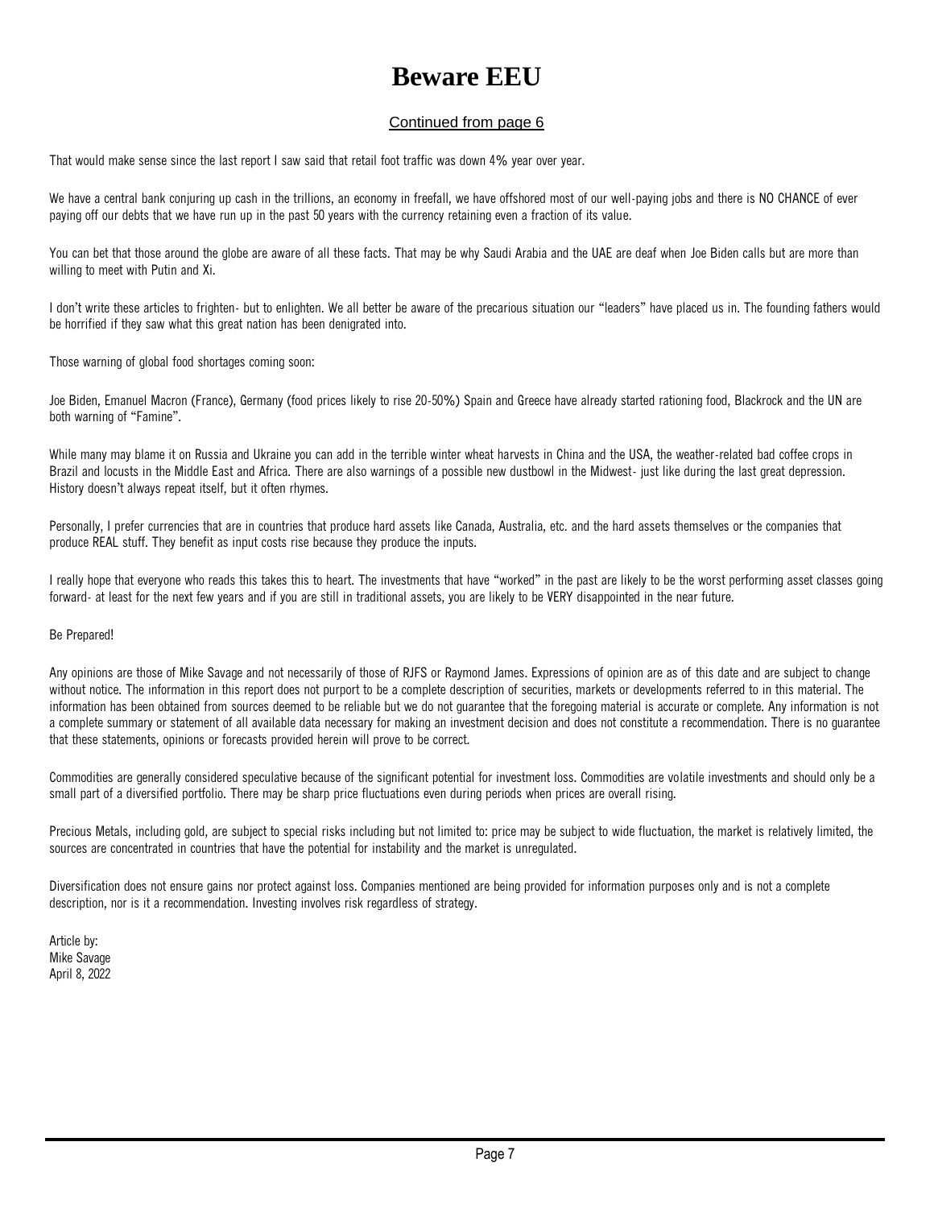# Beware EEU

Continued from page 6

That would make sense since the last report I saw said that retail foot traffic was down 4% year over year.

We have a central bank conjuring up cash in the trillions, an economy in freefall, we have offshored most of our well-paying jobs and there is NO CHANCE of ever paying off our debts that we have run up in the past 50 years with the currency retaining even a fraction of its value.

You can bet that those around the globe are aware of all these facts. That may be why Saudi Arabia and the UAE are deaf when Joe Biden calls but are more than willing to meet with Putin and Xi.

I don't write these articles to frighten- but to enlighten. We all better be aware of the precarious situation our "leaders" have placed us in. The founding fathers would be horrified if they saw what this great nation has been denigrated into.

Those warning of global food shortages coming soon:

Joe Biden, Emanuel Macron (France), Germany (food prices likely to rise 20-50%) Spain and Greece have already started rationing food, Blackrock and the UN are both warning of "Famine".

While many may blame it on Russia and Ukraine you can add in the terrible winter wheat harvests in China and the USA, the weather-related bad coffee crops in Brazil and locusts in the Middle East and Africa. There are also warnings of a possible new dustbowl in the Midwest- just like during the last great depression. History doesn't always repeat itself, but it often rhymes.

Personally, I prefer currencies that are in countries that produce hard assets like Canada, Australia, etc. and the hard assets themselves or the companies that produce REAL stuff. They benefit as input costs rise because they produce the inputs.

I really hope that everyone who reads this takes this to heart. The investments that have "worked" in the past are likely to be the worst performing asset classes going forward- at least for the next few years and if you are still in traditional assets, you are likely to be VERY disappointed in the near future.

Be Prepared!

Any opinions are those of Mike Savage and not necessarily of those of RJFS or Raymond James. Expressions of opinion are as of this date and are subject to change without notice. The information in this report does not purport to be a complete description of securities, markets or developments referred to in this material. The information has been obtained from sources deemed to be reliable but we do not guarantee that the foregoing material is accurate or complete. Any information is not a complete summary or statement of all available data necessary for making an investment decision and does not constitute a recommendation. There is no guarantee that these statements, opinions or forecasts provided herein will prove to be correct.

Commodities are generally considered speculative because of the significant potential for investment loss. Commodities are volatile investments and should only be a small part of a diversified portfolio. There may be sharp price fluctuations even during periods when prices are overall rising.

Precious Metals, including gold, are subject to special risks including but not limited to: price may be subject to wide fluctuation, the market is relatively limited, the sources are concentrated in countries that have the potential for instability and the market is unregulated.

Diversification does not ensure gains nor protect against loss. Companies mentioned are being provided for information purposes only and is not a complete description, nor is it a recommendation. Investing involves risk regardless of strategy.

Article by:
Mike Savage
April 8, 2022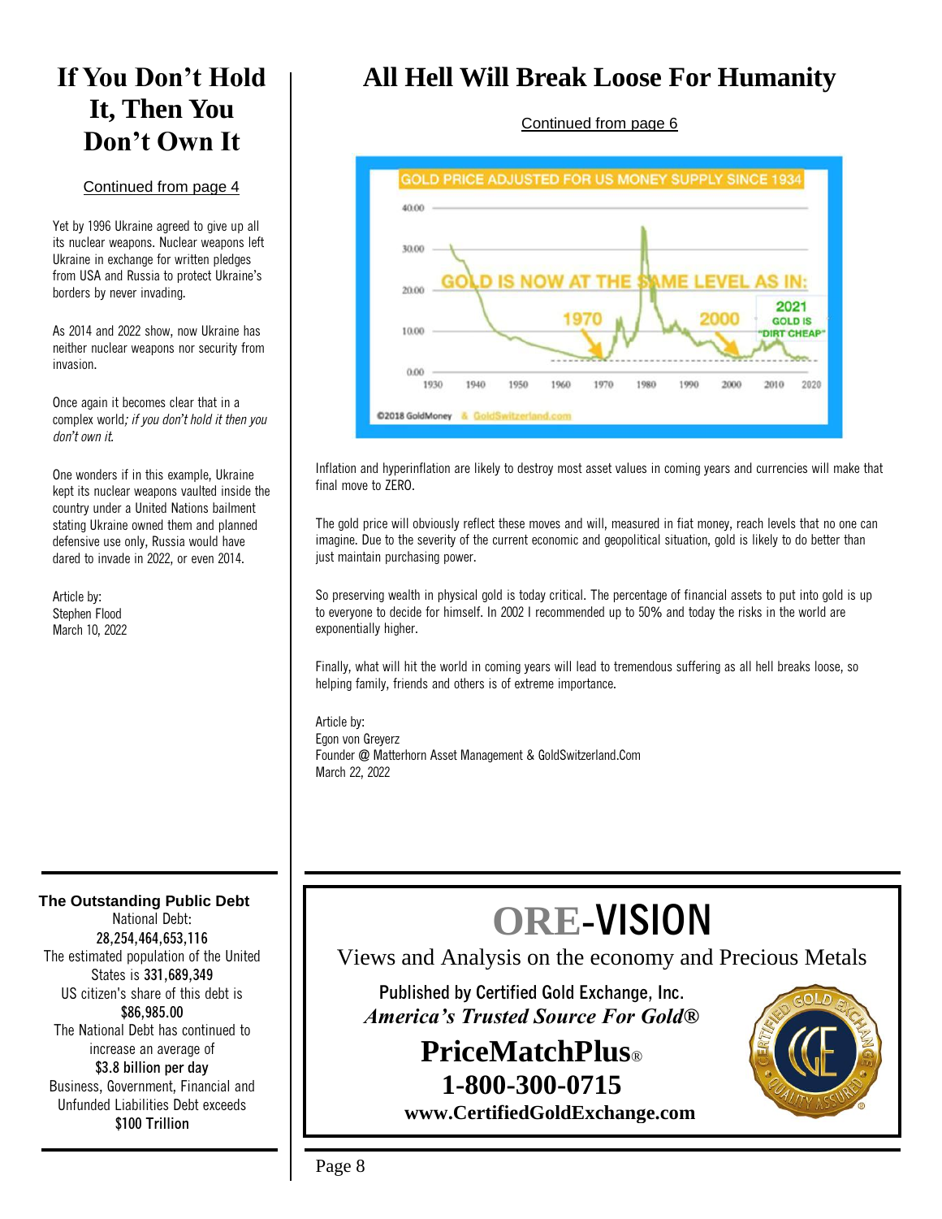# If You Don't Hold It, Then You Don't Own It

Continued from page 4

Yet by 1996 Ukraine agreed to give up all its nuclear weapons. Nuclear weapons left Ukraine in exchange for written pledges from USA and Russia to protect Ukraine's borders by never invading.

As 2014 and 2022 show, now Ukraine has neither nuclear weapons nor security from invasion.

Once again it becomes clear that in a complex world*; if you don't hold it then you don't own it.*

One wonders if in this example, Ukraine kept its nuclear weapons vaulted inside the country under a United Nations bailment stating Ukraine owned them and planned defensive use only, Russia would have dared to invade in 2022, or even 2014.

Article by:
Stephen Flood
March 10, 2022

# All Hell Will Break Loose For Humanity

Continued from page 6

GOLD PRICE ADJUSTED FOR US MONEY SUPPLY SINCE 1934

40.00
30.00
20.00
10.00
0.00

1930 1940 1950 1960 1970 1980 1990 2000 2010 2020

GOLD IS NOW AT THE SAME LEVEL AS IN:
1970
2000
2021
GOLD IS "DIRT CHEAP"

©2018 GoldMoney & GoldSwitzerland.com

Inflation and hyperinflation are likely to destroy most asset values in coming years and currencies will make that final move to ZERO.

The gold price will obviously reflect these moves and will, measured in fiat money, reach levels that no one can imagine. Due to the severity of the current economic and geopolitical situation, gold is likely to do better than just maintain purchasing power.

So preserving wealth in physical gold is today critical. The percentage of financial assets to put into gold is up to everyone to decide for himself. In 2002 I recommended up to 50% and today the risks in the world are exponentially higher.

Finally, what will hit the world in coming years will lead to tremendous suffering as all hell breaks loose, so helping family, friends and others is of extreme importance.

Article by:
Egon von Greyerz
Founder @ Matterhorn Asset Management & GoldSwitzerland.Com
March 22, 2022

---

**The Outstanding Public Debt**

National Debt:
**28,254,464,653,116**
The estimated population of the United States is **331,689,349**
US citizen's share of this debt is
**$86,985.00**
The National Debt has continued to increase an average of
**$3.8 billion per day**
Business, Government, Financial and Unfunded Liabilities Debt exceeds
**$100 Trillion**

---

# ORE-VISION

Views and Analysis on the economy and Precious Metals

**Published by Certified Gold Exchange, Inc.**
***America's Trusted Source For Gold®***

**PriceMatchPlus®**
**1-800-300-0715**
**www.CertifiedGoldExchange.com**

CERTIFIED GOLD EXCHANGE
CGE
QUALITY ASSURED